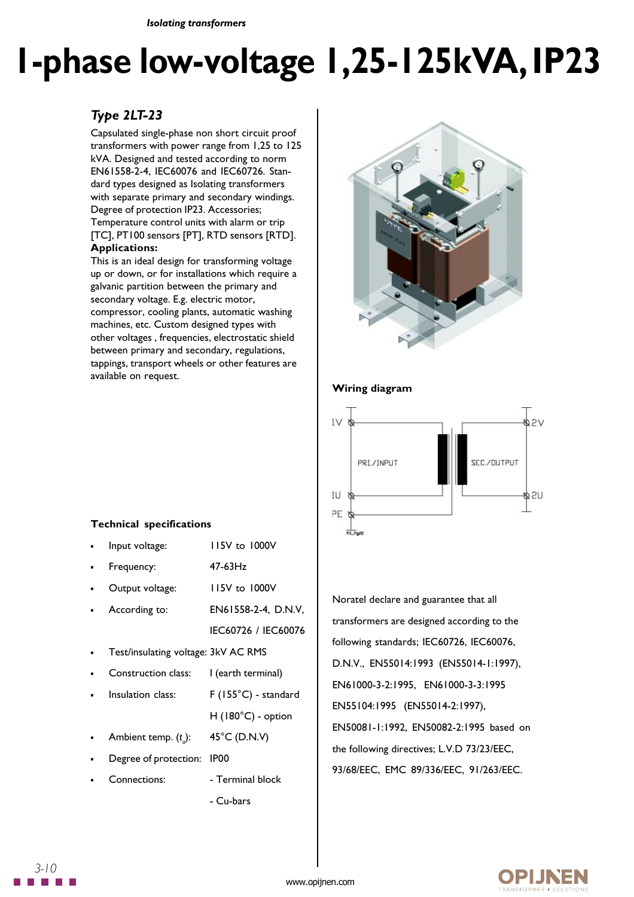*Isolating transformers*

# 1-phase low-voltage 1,25-125kVA, IP23

## *Type 2LT-23*

Capsulated single-phase non short circuit proof transformers with power range from 1,25 to 125 kVA. Designed and tested according to norm EN61558-2-4, IEC60076 and IEC60726. Standard types designed as Isolating transformers with separate primary and secondary windings. Degree of protection IP23. Accessories; Temperature control units with alarm or trip [TC], PT100 sensors [PT], RTD sensors [RTD].

**Applications:**

This is an ideal design for transforming voltage up or down, or for installations which require a galvanic partition between the primary and secondary voltage. E.g. electric motor, compressor, cooling plants, automatic washing machines, etc. Custom designed types with other voltages , frequencies, electrostatic shield between primary and secondary, regulations, tappings, transport wheels or other features are available on request.

**Technical specifications**

- Input voltage: 115V to 1000V
- Frequency: 47-63Hz
- Output voltage: 115V to 1000V
- According to: EN61558-2-4, D.N.V, IEC60726 / IEC60076
- Test/insulating voltage: 3kV AC RMS
- Construction class: I (earth terminal)
- Insulation class: F (155°C) - standard, H (180°C) - option
- Ambient temp. ($t_a$): 45°C (D.N.V)
- Degree of protection: IP00
- Connections: - Terminal block, - Cu-bars

**Wiring diagram**

1V, 1U, PE — PRI./INPUT — SEC./OUTPUT — 2V, 2U

Noratel declare and guarantee that all transformers are designed according to the following standards; IEC60726, IEC60076, D.N.V., EN55014:1993 (EN55014-1:1997), EN61000-3-2:1995, EN61000-3-3:1995 EN55104:1995 (EN55014-2:1997), EN50081-1:1992, EN50082-2:1995 based on the following directives; L.V.D 73/23/EEC, 93/68/EEC, EMC 89/336/EEC, 91/263/EEC.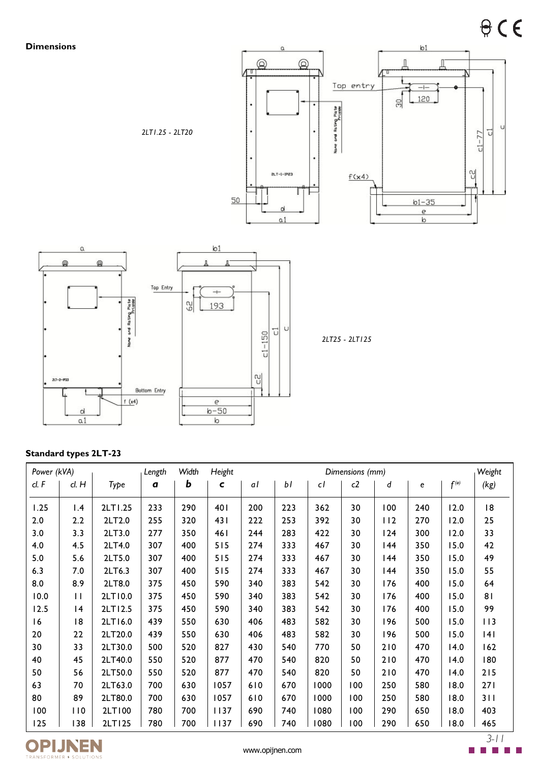## Dimensions

2LT1.25 - 2LT20

2LT25 - 2LT125

## Standard types 2LT-23

| Power (kVA) | | | Length | Width | Height | Dimensions (mm) | | | | | | Weight |
|---|---|---|---|---|---|---|---|---|---|---|---|---|
| cl. F | cl. H | Type | ***a*** | ***b*** | ***c*** | *a1* | *b1* | *c1* | *c2* | *d* | *e* | *f*[(a)] | (kg) |
| 1.25 | 1.4 | 2LT1.25 | 233 | 290 | 401 | 200 | 223 | 362 | 30 | 100 | 240 | 12.0 | 18 |
| 2.0 | 2.2 | 2LT2.0 | 255 | 320 | 431 | 222 | 253 | 392 | 30 | 112 | 270 | 12.0 | 25 |
| 3.0 | 3.3 | 2LT3.0 | 277 | 350 | 461 | 244 | 283 | 422 | 30 | 124 | 300 | 12.0 | 33 |
| 4.0 | 4.5 | 2LT4.0 | 307 | 400 | 515 | 274 | 333 | 467 | 30 | 144 | 350 | 15.0 | 42 |
| 5.0 | 5.6 | 2LT5.0 | 307 | 400 | 515 | 274 | 333 | 467 | 30 | 144 | 350 | 15.0 | 49 |
| 6.3 | 7.0 | 2LT6.3 | 307 | 400 | 515 | 274 | 333 | 467 | 30 | 144 | 350 | 15.0 | 55 |
| 8.0 | 8.9 | 2LT8.0 | 375 | 450 | 590 | 340 | 383 | 542 | 30 | 176 | 400 | 15.0 | 64 |
| 10.0 | 11 | 2LT10.0 | 375 | 450 | 590 | 340 | 383 | 542 | 30 | 176 | 400 | 15.0 | 81 |
| 12.5 | 14 | 2LT12.5 | 375 | 450 | 590 | 340 | 383 | 542 | 30 | 176 | 400 | 15.0 | 99 |
| 16 | 18 | 2LT16.0 | 439 | 550 | 630 | 406 | 483 | 582 | 30 | 196 | 500 | 15.0 | 113 |
| 20 | 22 | 2LT20.0 | 439 | 550 | 630 | 406 | 483 | 582 | 30 | 196 | 500 | 15.0 | 141 |
| 30 | 33 | 2LT30.0 | 500 | 520 | 827 | 430 | 540 | 770 | 50 | 210 | 470 | 14.0 | 162 |
| 40 | 45 | 2LT40.0 | 550 | 520 | 877 | 470 | 540 | 820 | 50 | 210 | 470 | 14.0 | 180 |
| 50 | 56 | 2LT50.0 | 550 | 520 | 877 | 470 | 540 | 820 | 50 | 210 | 470 | 14.0 | 215 |
| 63 | 70 | 2LT63.0 | 700 | 630 | 1057 | 610 | 670 | 1000 | 100 | 250 | 580 | 18.0 | 271 |
| 80 | 89 | 2LT80.0 | 700 | 630 | 1057 | 610 | 670 | 1000 | 100 | 250 | 580 | 18.0 | 311 |
| 100 | 110 | 2LT100 | 780 | 700 | 1137 | 690 | 740 | 1080 | 100 | 290 | 650 | 18.0 | 403 |
| 125 | 138 | 2LT125 | 780 | 700 | 1137 | 690 | 740 | 1080 | 100 | 290 | 650 | 18.0 | 465 |

www.opijnen.com